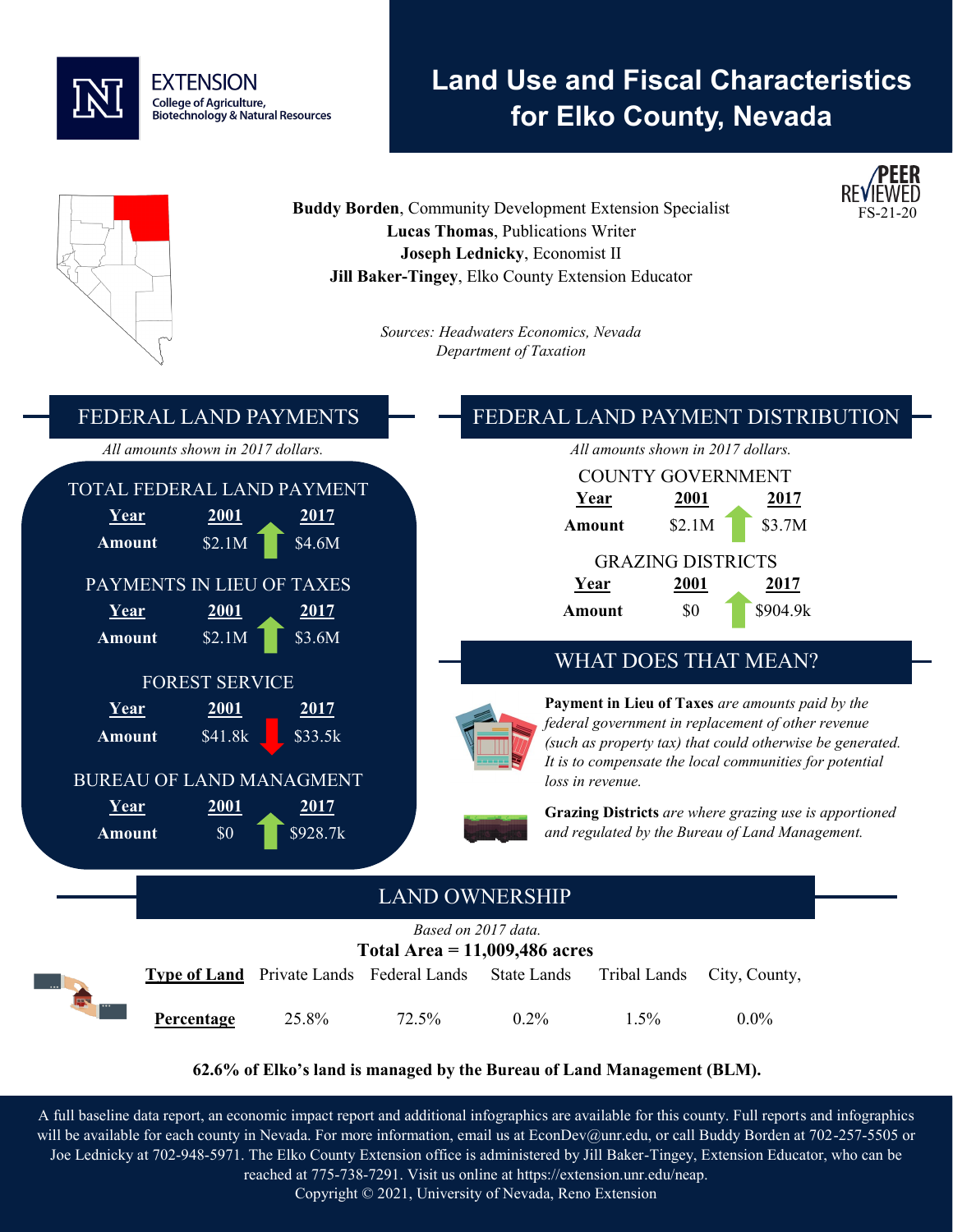EXTENSION
College of Agriculture, Biotechnology & Natural Resources

# Land Use and Fiscal Characteristics for Elko County, Nevada

PEER REVIEWED
FS-21-20

**Buddy Borden**, Community Development Extension Specialist
**Lucas Thomas**, Publications Writer
**Joseph Lednicky**, Economist II
**Jill Baker-Tingey**, Elko County Extension Educator

*Sources: Headwaters Economics, Nevada Department of Taxation*

## FEDERAL LAND PAYMENTS

*All amounts shown in 2017 dollars.*

### TOTAL FEDERAL LAND PAYMENT

| Year | 2001 | 2017 |
|---|---|---|
| Amount | $2.1M | $4.6M |

### PAYMENTS IN LIEU OF TAXES

| Year | 2001 | 2017 |
|---|---|---|
| Amount | $2.1M | $3.6M |

### FOREST SERVICE

| Year | 2001 | 2017 |
|---|---|---|
| Amount | $41.8k | $33.5k |

### BUREAU OF LAND MANAGMENT

| Year | 2001 | 2017 |
|---|---|---|
| Amount | $0 | $928.7k |

## FEDERAL LAND PAYMENT DISTRIBUTION

*All amounts shown in 2017 dollars.*

### COUNTY GOVERNMENT

| Year | 2001 | 2017 |
|---|---|---|
| Amount | $2.1M | $3.7M |

### GRAZING DISTRICTS

| Year | 2001 | 2017 |
|---|---|---|
| Amount | $0 | $904.9k |

## WHAT DOES THAT MEAN?

**Payment in Lieu of Taxes** *are amounts paid by the federal government in replacement of other revenue (such as property tax) that could otherwise be generated. It is to compensate the local communities for potential loss in revenue.*

**Grazing Districts** *are where grazing use is apportioned and regulated by the Bureau of Land Management.*

## LAND OWNERSHIP

*Based on 2017 data.*

**Total Area = 11,009,486 acres**

| Type of Land | Private Lands | Federal Lands | State Lands | Tribal Lands | City, County, |
|---|---|---|---|---|---|
| Percentage | 25.8% | 72.5% | 0.2% | 1.5% | 0.0% |

**62.6% of Elko's land is managed by the Bureau of Land Management (BLM).**

A full baseline data report, an economic impact report and additional infographics are available for this county. Full reports and infographics will be available for each county in Nevada. For more information, email us at EconDev@unr.edu, or call Buddy Borden at 702-257-5505 or Joe Lednicky at 702-948-5971. The Elko County Extension office is administered by Jill Baker-Tingey, Extension Educator, who can be reached at 775-738-7291. Visit us online at https://extension.unr.edu/neap.

Copyright © 2021, University of Nevada, Reno Extension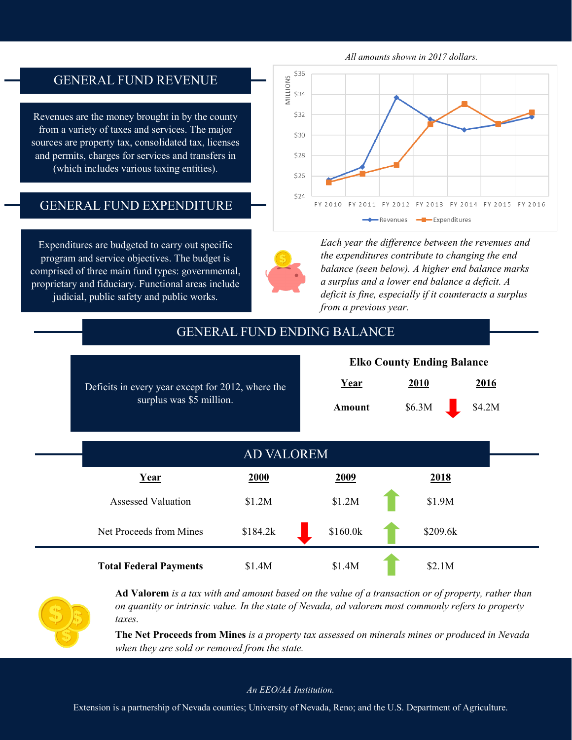## GENERAL FUND REVENUE

Revenues are the money brought in by the county from a variety of taxes and services. The major sources are property tax, consolidated tax, licenses and permits, charges for services and transfers in (which includes various taxing entities).

## GENERAL FUND EXPENDITURE

Expenditures are budgeted to carry out specific program and service objectives. The budget is comprised of three main fund types: governmental, proprietary and fiduciary. Functional areas include judicial, public safety and public works.

*All amounts shown in 2017 dollars.*

MILLIONS

$36
$34
$32
$30
$28
$26
$24

FY 2010 FY 2011 FY 2012 FY 2013 FY 2014 FY 2015 FY 2016

Revenues Expenditures

*Each year the difference between the revenues and the expenditures contribute to changing the end balance (seen below). A higher end balance marks a surplus and a lower end balance a deficit. A deficit is fine, especially if it counteracts a surplus from a previous year.*

## GENERAL FUND ENDING BALANCE

Deficits in every year except for 2012, where the surplus was $5 million.

**Elko County Ending Balance**

| **Year** | **2010** | | **2016** |
|---|---|---|---|
| **Amount** | $6.3M | ↓ | $4.2M |

## AD VALOREM

| **Year** | **2000** | | **2009** | | **2018** |
|---|---|---|---|---|---|
| Assessed Valuation | $1.2M | | $1.2M | ↑ | $1.9M |
| Net Proceeds from Mines | $184.2k | ↓ | $160.0k | ↑ | $209.6k |
| **Total Federal Payments** | $1.4M | | $1.4M | ↑ | $2.1M |

**Ad Valorem** *is a tax with and amount based on the value of a transaction or of property, rather than on quantity or intrinsic value. In the state of Nevada, ad valorem most commonly refers to property taxes.*

**The Net Proceeds from Mines** *is a property tax assessed on minerals mines or produced in Nevada when they are sold or removed from the state.*

*An EEO/AA Institution.*

Extension is a partnership of Nevada counties; University of Nevada, Reno; and the U.S. Department of Agriculture.